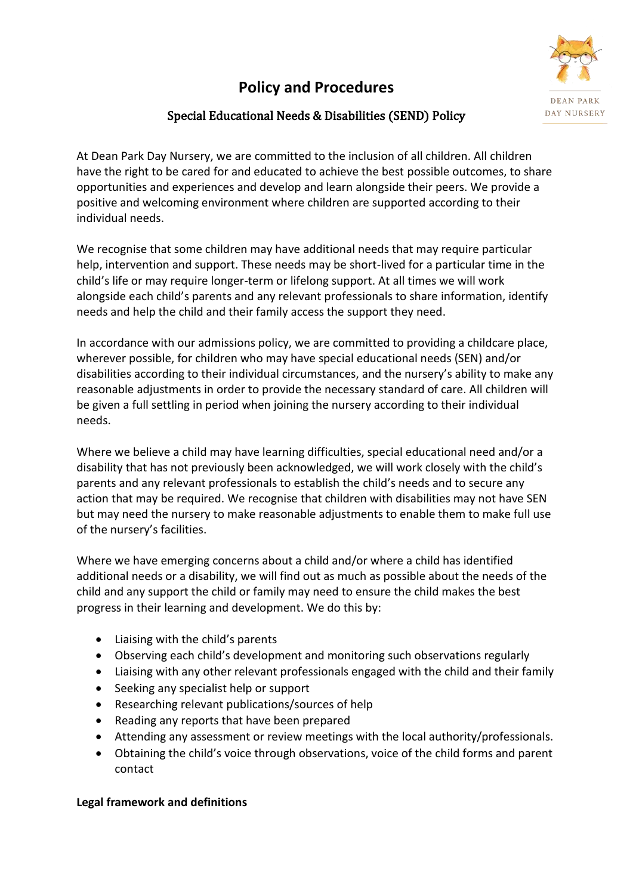# Policy and Procedures

## Special Educational Needs & Disabilities (SEND) Policy

At Dean Park Day Nursery, we are committed to the inclusion of all children. All children have the right to be cared for and educated to achieve the best possible outcomes, to share opportunities and experiences and develop and learn alongside their peers. We provide a positive and welcoming environment where children are supported according to their individual needs.

We recognise that some children may have additional needs that may require particular help, intervention and support. These needs may be short-lived for a particular time in the child's life or may require longer-term or lifelong support. At all times we will work alongside each child's parents and any relevant professionals to share information, identify needs and help the child and their family access the support they need.

In accordance with our admissions policy, we are committed to providing a childcare place, wherever possible, for children who may have special educational needs (SEN) and/or disabilities according to their individual circumstances, and the nursery's ability to make any reasonable adjustments in order to provide the necessary standard of care. All children will be given a full settling in period when joining the nursery according to their individual needs.

Where we believe a child may have learning difficulties, special educational need and/or a disability that has not previously been acknowledged, we will work closely with the child's parents and any relevant professionals to establish the child's needs and to secure any action that may be required. We recognise that children with disabilities may not have SEN but may need the nursery to make reasonable adjustments to enable them to make full use of the nursery's facilities.

Where we have emerging concerns about a child and/or where a child has identified additional needs or a disability, we will find out as much as possible about the needs of the child and any support the child or family may need to ensure the child makes the best progress in their learning and development. We do this by:

- Liaising with the child's parents
- Observing each child's development and monitoring such observations regularly
- Liaising with any other relevant professionals engaged with the child and their family
- Seeking any specialist help or support
- Researching relevant publications/sources of help
- Reading any reports that have been prepared
- Attending any assessment or review meetings with the local authority/professionals.
- Obtaining the child's voice through observations, voice of the child forms and parent contact

**Legal framework and definitions**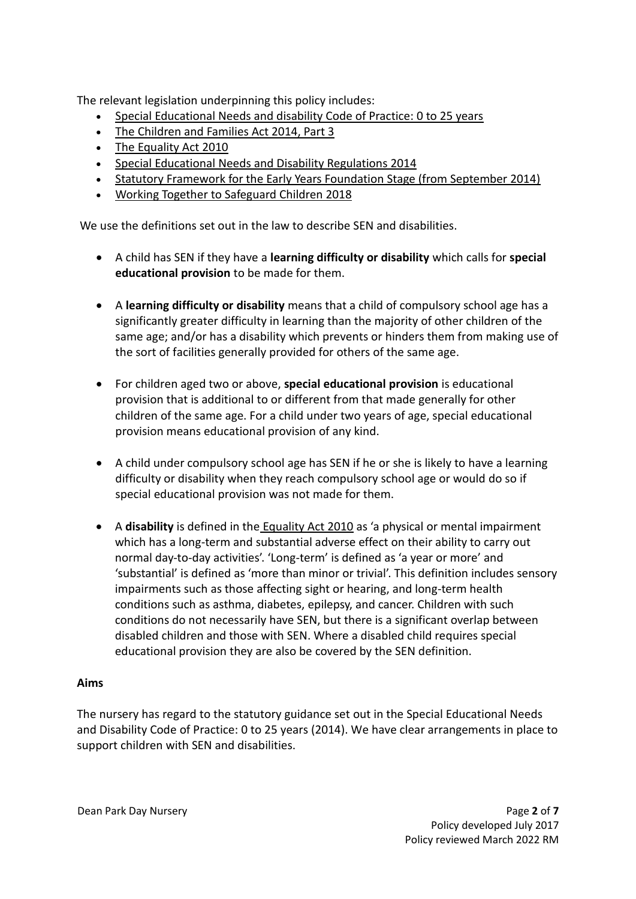The relevant legislation underpinning this policy includes:

- Special Educational Needs and disability Code of Practice: 0 to 25 years
- The Children and Families Act 2014, Part 3
- The Equality Act 2010
- Special Educational Needs and Disability Regulations 2014
- Statutory Framework for the Early Years Foundation Stage (from September 2014)
- Working Together to Safeguard Children 2018

We use the definitions set out in the law to describe SEN and disabilities.

- A child has SEN if they have a **learning difficulty or disability** which calls for **special educational provision** to be made for them.
- A **learning difficulty or disability** means that a child of compulsory school age has a significantly greater difficulty in learning than the majority of other children of the same age; and/or has a disability which prevents or hinders them from making use of the sort of facilities generally provided for others of the same age.
- For children aged two or above, **special educational provision** is educational provision that is additional to or different from that made generally for other children of the same age. For a child under two years of age, special educational provision means educational provision of any kind.
- A child under compulsory school age has SEN if he or she is likely to have a learning difficulty or disability when they reach compulsory school age or would do so if special educational provision was not made for them.
- A **disability** is defined in the Equality Act 2010 as 'a physical or mental impairment which has a long-term and substantial adverse effect on their ability to carry out normal day-to-day activities'. 'Long-term' is defined as 'a year or more' and 'substantial' is defined as 'more than minor or trivial'. This definition includes sensory impairments such as those affecting sight or hearing, and long-term health conditions such as asthma, diabetes, epilepsy, and cancer. Children with such conditions do not necessarily have SEN, but there is a significant overlap between disabled children and those with SEN. Where a disabled child requires special educational provision they are also be covered by the SEN definition.

**Aims**

The nursery has regard to the statutory guidance set out in the Special Educational Needs and Disability Code of Practice: 0 to 25 years (2014). We have clear arrangements in place to support children with SEN and disabilities.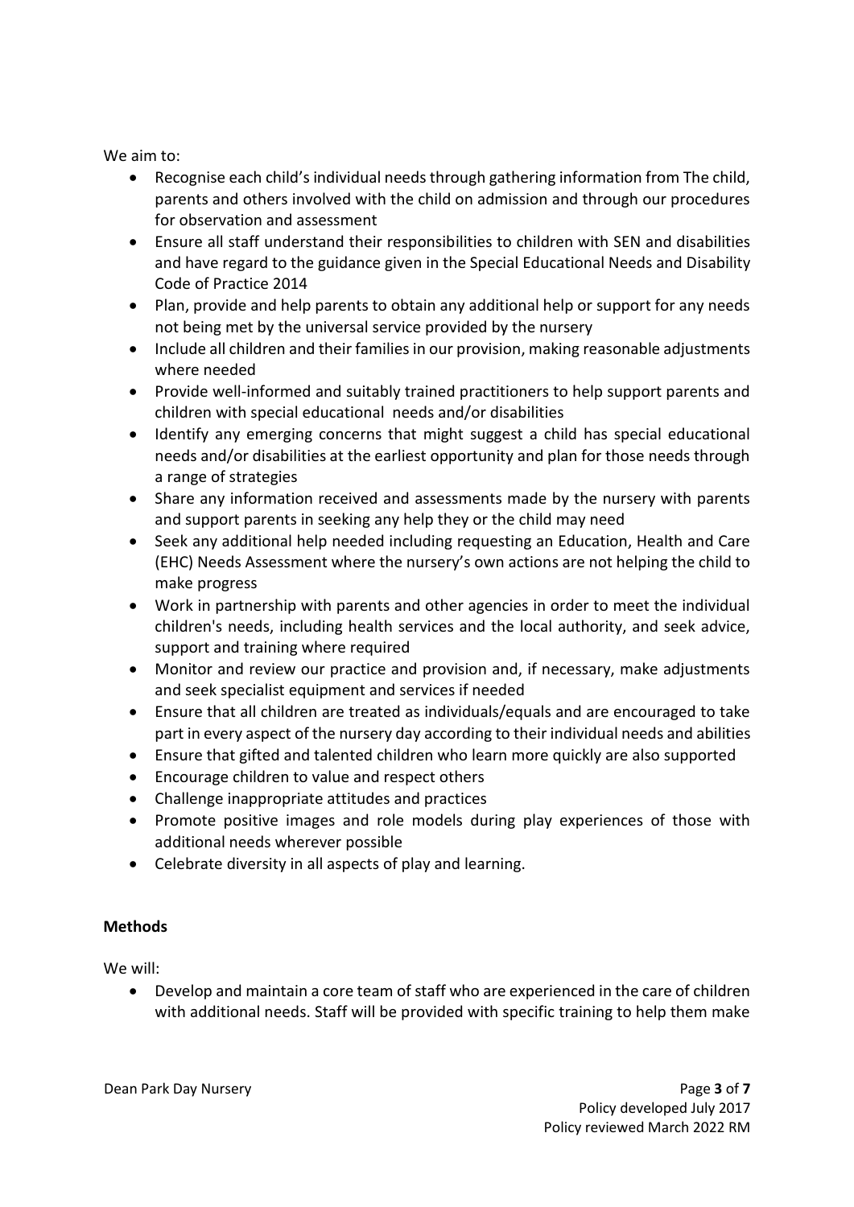We aim to:

- Recognise each child's individual needs through gathering information from The child, parents and others involved with the child on admission and through our procedures for observation and assessment
- Ensure all staff understand their responsibilities to children with SEN and disabilities and have regard to the guidance given in the Special Educational Needs and Disability Code of Practice 2014
- Plan, provide and help parents to obtain any additional help or support for any needs not being met by the universal service provided by the nursery
- Include all children and their families in our provision, making reasonable adjustments where needed
- Provide well-informed and suitably trained practitioners to help support parents and children with special educational needs and/or disabilities
- Identify any emerging concerns that might suggest a child has special educational needs and/or disabilities at the earliest opportunity and plan for those needs through a range of strategies
- Share any information received and assessments made by the nursery with parents and support parents in seeking any help they or the child may need
- Seek any additional help needed including requesting an Education, Health and Care (EHC) Needs Assessment where the nursery's own actions are not helping the child to make progress
- Work in partnership with parents and other agencies in order to meet the individual children's needs, including health services and the local authority, and seek advice, support and training where required
- Monitor and review our practice and provision and, if necessary, make adjustments and seek specialist equipment and services if needed
- Ensure that all children are treated as individuals/equals and are encouraged to take part in every aspect of the nursery day according to their individual needs and abilities
- Ensure that gifted and talented children who learn more quickly are also supported
- Encourage children to value and respect others
- Challenge inappropriate attitudes and practices
- Promote positive images and role models during play experiences of those with additional needs wherever possible
- Celebrate diversity in all aspects of play and learning.

**Methods**

We will:

- Develop and maintain a core team of staff who are experienced in the care of children with additional needs. Staff will be provided with specific training to help them make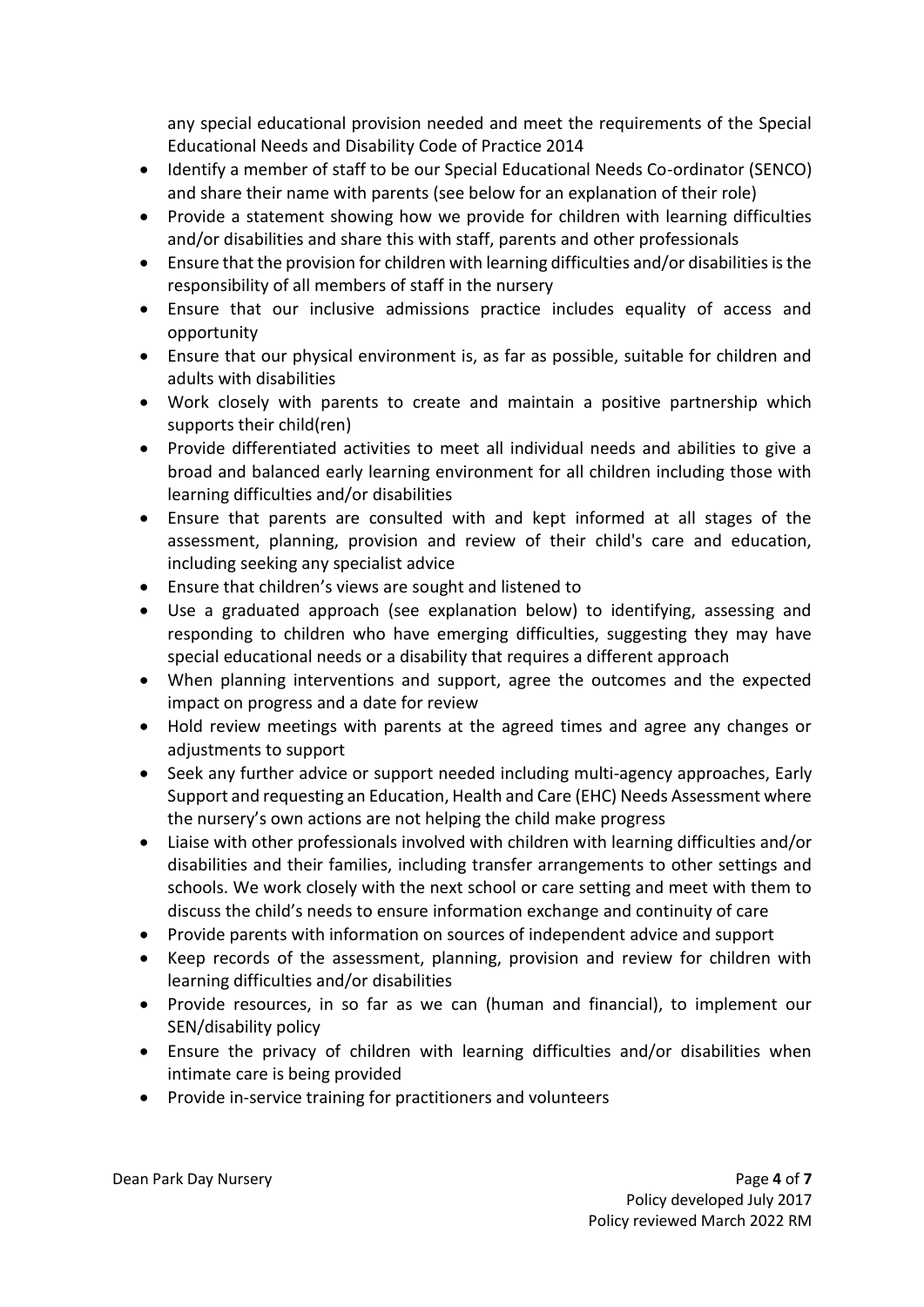any special educational provision needed and meet the requirements of the Special Educational Needs and Disability Code of Practice 2014

- Identify a member of staff to be our Special Educational Needs Co-ordinator (SENCO) and share their name with parents (see below for an explanation of their role)
- Provide a statement showing how we provide for children with learning difficulties and/or disabilities and share this with staff, parents and other professionals
- Ensure that the provision for children with learning difficulties and/or disabilities is the responsibility of all members of staff in the nursery
- Ensure that our inclusive admissions practice includes equality of access and opportunity
- Ensure that our physical environment is, as far as possible, suitable for children and adults with disabilities
- Work closely with parents to create and maintain a positive partnership which supports their child(ren)
- Provide differentiated activities to meet all individual needs and abilities to give a broad and balanced early learning environment for all children including those with learning difficulties and/or disabilities
- Ensure that parents are consulted with and kept informed at all stages of the assessment, planning, provision and review of their child's care and education, including seeking any specialist advice
- Ensure that children's views are sought and listened to
- Use a graduated approach (see explanation below) to identifying, assessing and responding to children who have emerging difficulties, suggesting they may have special educational needs or a disability that requires a different approach
- When planning interventions and support, agree the outcomes and the expected impact on progress and a date for review
- Hold review meetings with parents at the agreed times and agree any changes or adjustments to support
- Seek any further advice or support needed including multi-agency approaches, Early Support and requesting an Education, Health and Care (EHC) Needs Assessment where the nursery's own actions are not helping the child make progress
- Liaise with other professionals involved with children with learning difficulties and/or disabilities and their families, including transfer arrangements to other settings and schools. We work closely with the next school or care setting and meet with them to discuss the child's needs to ensure information exchange and continuity of care
- Provide parents with information on sources of independent advice and support
- Keep records of the assessment, planning, provision and review for children with learning difficulties and/or disabilities
- Provide resources, in so far as we can (human and financial), to implement our SEN/disability policy
- Ensure the privacy of children with learning difficulties and/or disabilities when intimate care is being provided
- Provide in-service training for practitioners and volunteers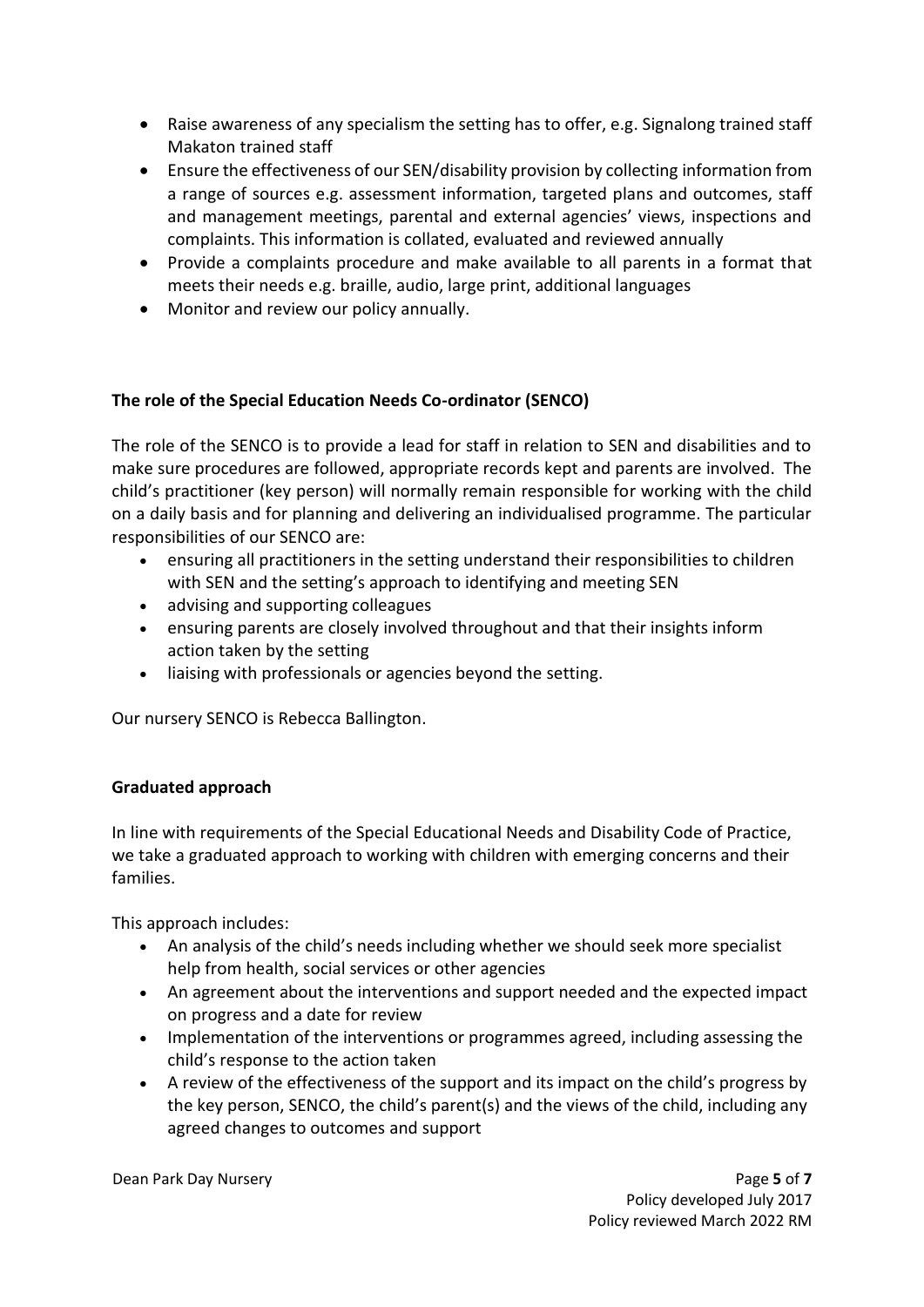- Raise awareness of any specialism the setting has to offer, e.g. Signalong trained staff Makaton trained staff
- Ensure the effectiveness of our SEN/disability provision by collecting information from a range of sources e.g. assessment information, targeted plans and outcomes, staff and management meetings, parental and external agencies' views, inspections and complaints. This information is collated, evaluated and reviewed annually
- Provide a complaints procedure and make available to all parents in a format that meets their needs e.g. braille, audio, large print, additional languages
- Monitor and review our policy annually.

**The role of the Special Education Needs Co-ordinator (SENCO)**

The role of the SENCO is to provide a lead for staff in relation to SEN and disabilities and to make sure procedures are followed, appropriate records kept and parents are involved. The child's practitioner (key person) will normally remain responsible for working with the child on a daily basis and for planning and delivering an individualised programme. The particular responsibilities of our SENCO are:

- ensuring all practitioners in the setting understand their responsibilities to children with SEN and the setting's approach to identifying and meeting SEN
- advising and supporting colleagues
- ensuring parents are closely involved throughout and that their insights inform action taken by the setting
- liaising with professionals or agencies beyond the setting.

Our nursery SENCO is Rebecca Ballington.

**Graduated approach**

In line with requirements of the Special Educational Needs and Disability Code of Practice, we take a graduated approach to working with children with emerging concerns and their families.

This approach includes:

- An analysis of the child's needs including whether we should seek more specialist help from health, social services or other agencies
- An agreement about the interventions and support needed and the expected impact on progress and a date for review
- Implementation of the interventions or programmes agreed, including assessing the child's response to the action taken
- A review of the effectiveness of the support and its impact on the child's progress by the key person, SENCO, the child's parent(s) and the views of the child, including any agreed changes to outcomes and support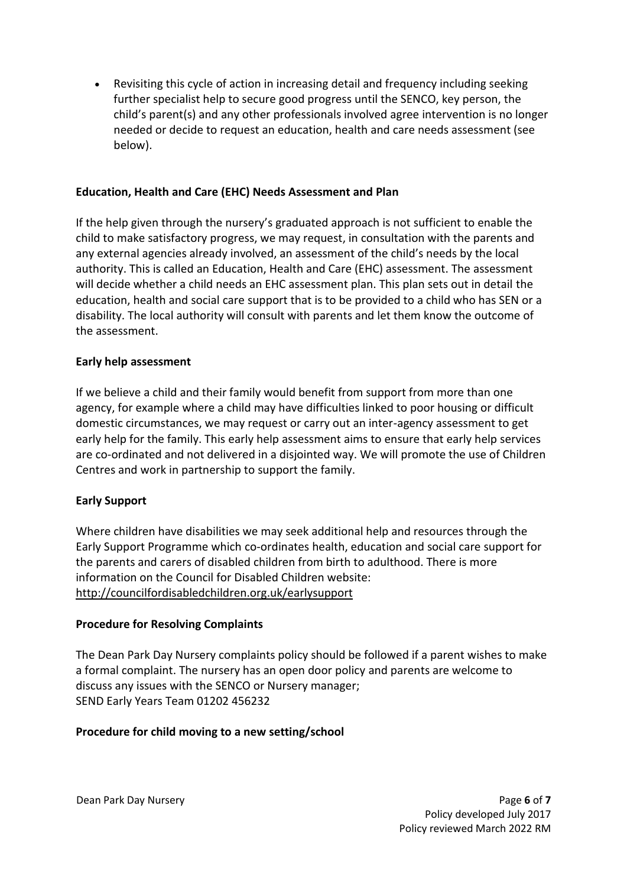- Revisiting this cycle of action in increasing detail and frequency including seeking further specialist help to secure good progress until the SENCO, key person, the child's parent(s) and any other professionals involved agree intervention is no longer needed or decide to request an education, health and care needs assessment (see below).

**Education, Health and Care (EHC) Needs Assessment and Plan**

If the help given through the nursery's graduated approach is not sufficient to enable the child to make satisfactory progress, we may request, in consultation with the parents and any external agencies already involved, an assessment of the child's needs by the local authority. This is called an Education, Health and Care (EHC) assessment. The assessment will decide whether a child needs an EHC assessment plan. This plan sets out in detail the education, health and social care support that is to be provided to a child who has SEN or a disability. The local authority will consult with parents and let them know the outcome of the assessment.

**Early help assessment**

If we believe a child and their family would benefit from support from more than one agency, for example where a child may have difficulties linked to poor housing or difficult domestic circumstances, we may request or carry out an inter-agency assessment to get early help for the family. This early help assessment aims to ensure that early help services are co-ordinated and not delivered in a disjointed way. We will promote the use of Children Centres and work in partnership to support the family.

**Early Support**

Where children have disabilities we may seek additional help and resources through the Early Support Programme which co-ordinates health, education and social care support for the parents and carers of disabled children from birth to adulthood. There is more information on the Council for Disabled Children website:
http://councilfordisabledchildren.org.uk/earlysupport

**Procedure for Resolving Complaints**

The Dean Park Day Nursery complaints policy should be followed if a parent wishes to make a formal complaint. The nursery has an open door policy and parents are welcome to discuss any issues with the SENCO or Nursery manager;
SEND Early Years Team 01202 456232

**Procedure for child moving to a new setting/school**

Policy developed July 2017
Policy reviewed March 2022 RM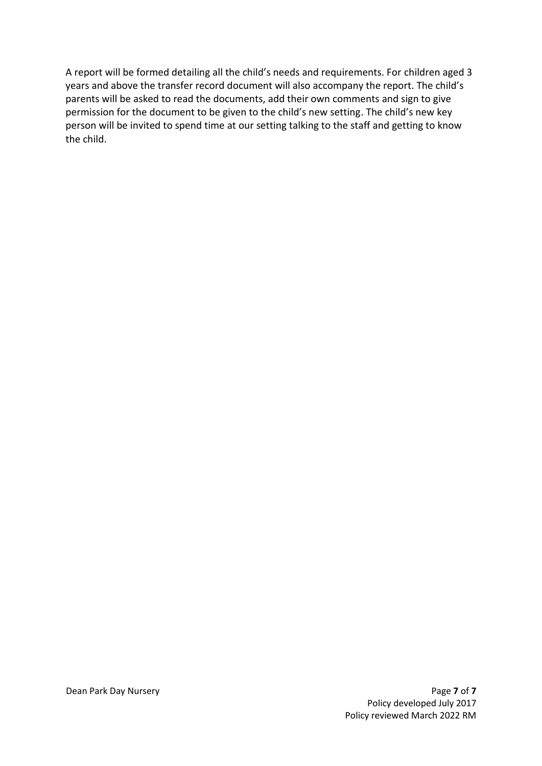A report will be formed detailing all the child's needs and requirements. For children aged 3 years and above the transfer record document will also accompany the report. The child's parents will be asked to read the documents, add their own comments and sign to give permission for the document to be given to the child's new setting. The child's new key person will be invited to spend time at our setting talking to the staff and getting to know the child.